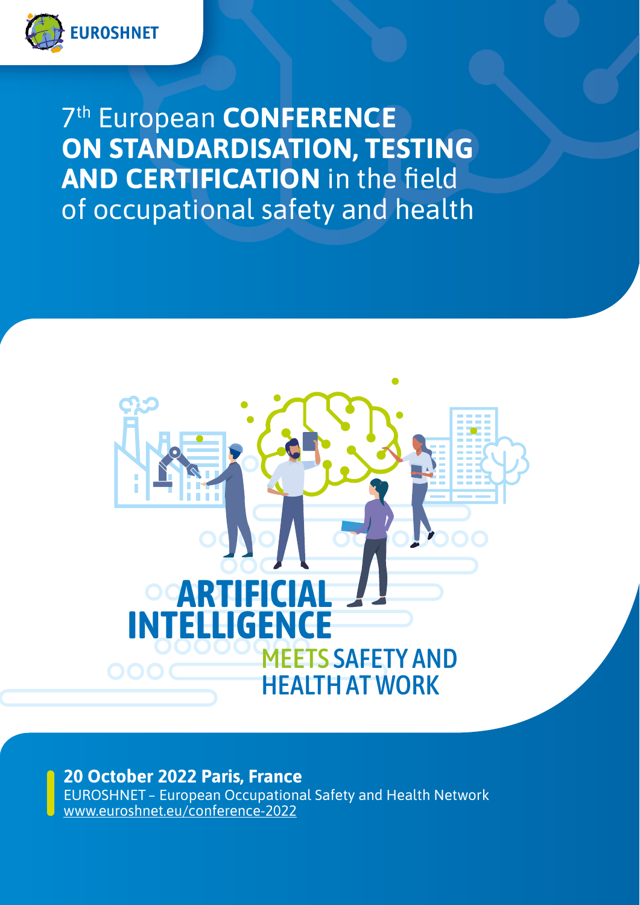EUROSHNET

# 7th European **CONFERENCE ON STANDARDISATION, TESTING AND CERTIFICATION** in the field of occupational safety and health

## ARTIFICIAL INTELLIGENCE MEETS SAFETY AND HEALTH AT WORK

**20 October 2022 Paris, France**

EUROSHNET – European Occupational Safety and Health Network

www.euroshnet.eu/conference-2022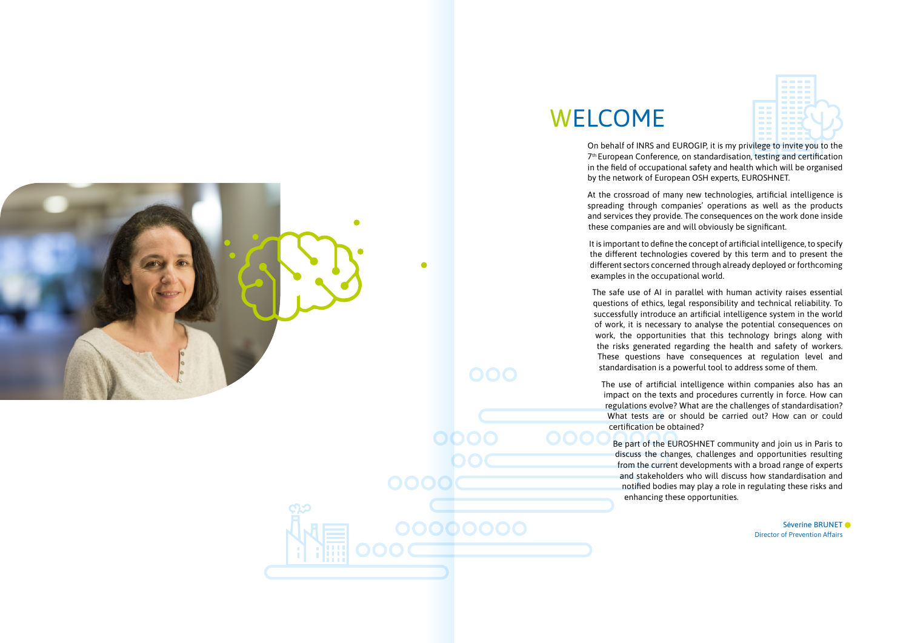# WELCOME

On behalf of INRS and EUROGIP, it is my privilege to invite you to the 7th European Conference, on standardisation, testing and certification in the field of occupational safety and health which will be organised by the network of European OSH experts, EUROSHNET.

At the crossroad of many new technologies, artificial intelligence is spreading through companies' operations as well as the products and services they provide. The consequences on the work done inside these companies are and will obviously be significant.

It is important to define the concept of artificial intelligence, to specify the different technologies covered by this term and to present the different sectors concerned through already deployed or forthcoming examples in the occupational world.

The safe use of AI in parallel with human activity raises essential questions of ethics, legal responsibility and technical reliability. To successfully introduce an artificial intelligence system in the world of work, it is necessary to analyse the potential consequences on work, the opportunities that this technology brings along with the risks generated regarding the health and safety of workers. These questions have consequences at regulation level and standardisation is a powerful tool to address some of them.

The use of artificial intelligence within companies also has an impact on the texts and procedures currently in force. How can regulations evolve? What are the challenges of standardisation? What tests are or should be carried out? How can or could certification be obtained?

Be part of the EUROSHNET community and join us in Paris to discuss the changes, challenges and opportunities resulting from the current developments with a broad range of experts and stakeholders who will discuss how standardisation and notified bodies may play a role in regulating these risks and enhancing these opportunities.

**Séverine BRUNET**
Director of Prevention Affairs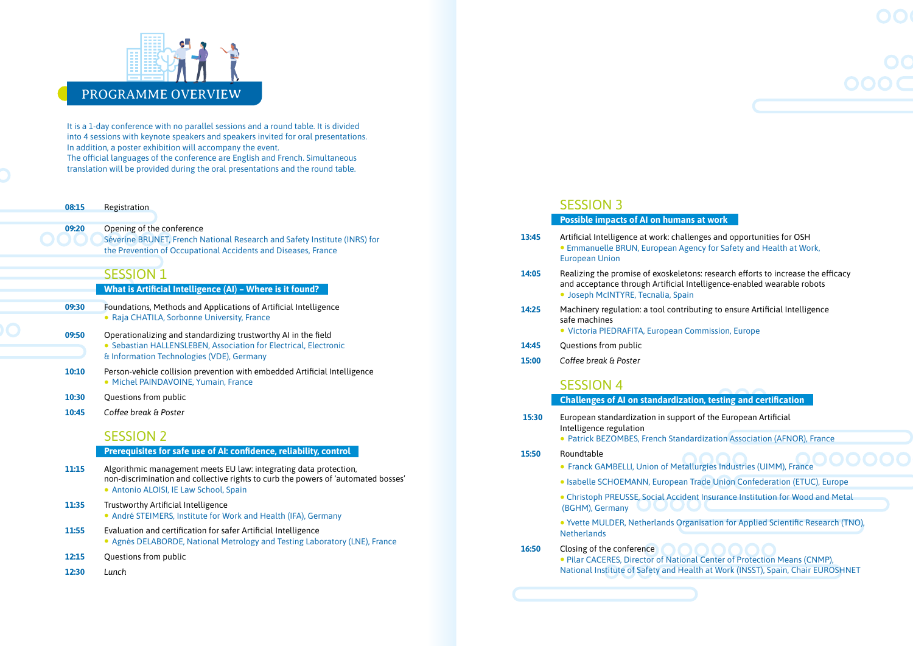# PROGRAMME OVERVIEW

It is a 1-day conference with no parallel sessions and a round table. It is divided into 4 sessions with keynote speakers and speakers invited for oral presentations. In addition, a poster exhibition will accompany the event.
The official languages of the conference are English and French. Simultaneous translation will be provided during the oral presentations and the round table.

**08:15** Registration

**09:20** Opening of the conference
Séverine BRUNET, French National Research and Safety Institute (INRS) for the Prevention of Occupational Accidents and Diseases, France

## SESSION 1

### What is Artificial Intelligence (AI) – Where is it found?

**09:30** Foundations, Methods and Applications of Artificial Intelligence
- Raja CHATILA, Sorbonne University, France

**09:50** Operationalizing and standardizing trustworthy AI in the field
- Sebastian HALLENSLEBEN, Association for Electrical, Electronic & Information Technologies (VDE), Germany

**10:10** Person-vehicle collision prevention with embedded Artificial Intelligence
- Michel PAINDAVOINE, Yumain, France

**10:30** Questions from public

**10:45** *Coffee break & Poster*

## SESSION 2

### Prerequisites for safe use of AI: confidence, reliability, control

**11:15** Algorithmic management meets EU law: integrating data protection, non-discrimination and collective rights to curb the powers of 'automated bosses'
- Antonio ALOISI, IE Law School, Spain

**11:35** Trustworthy Artificial Intelligence
- André STEIMERS, Institute for Work and Health (IFA), Germany

**11:55** Evaluation and certification for safer Artificial Intelligence
- Agnès DELABORDE, National Metrology and Testing Laboratory (LNE), France

**12:15** Questions from public

**12:30** *Lunch*

## SESSION 3

### Possible impacts of AI on humans at work

**13:45** Artificial Intelligence at work: challenges and opportunities for OSH
- Emmanuelle BRUN, European Agency for Safety and Health at Work, European Union

**14:05** Realizing the promise of exoskeletons: research efforts to increase the efficacy and acceptance through Artificial Intelligence-enabled wearable robots
- Joseph McINTYRE, Tecnalia, Spain

**14:25** Machinery regulation: a tool contributing to ensure Artificial Intelligence safe machines
- Victoria PIEDRAFITA, European Commission, Europe

**14:45** Questions from public

**15:00** *Coffee break & Poster*

## SESSION 4

### Challenges of AI on standardization, testing and certification

**15:30** European standardization in support of the European Artificial Intelligence regulation
- Patrick BEZOMBES, French Standardization Association (AFNOR), France

**15:50** Roundtable
- Franck GAMBELLI, Union of Metallurgies Industries (UIMM), France
- Isabelle SCHOEMANN, European Trade Union Confederation (ETUC), Europe
- Christoph PREUSSE, Social Accident Insurance Institution for Wood and Metal (BGHM), Germany
- Yvette MULDER, Netherlands Organisation for Applied Scientific Research (TNO), Netherlands

**16:50** Closing of the conference
- Pilar CACERES, Director of National Center of Protection Means (CNMP), National Institute of Safety and Health at Work (INSST), Spain, Chair EUROSHNET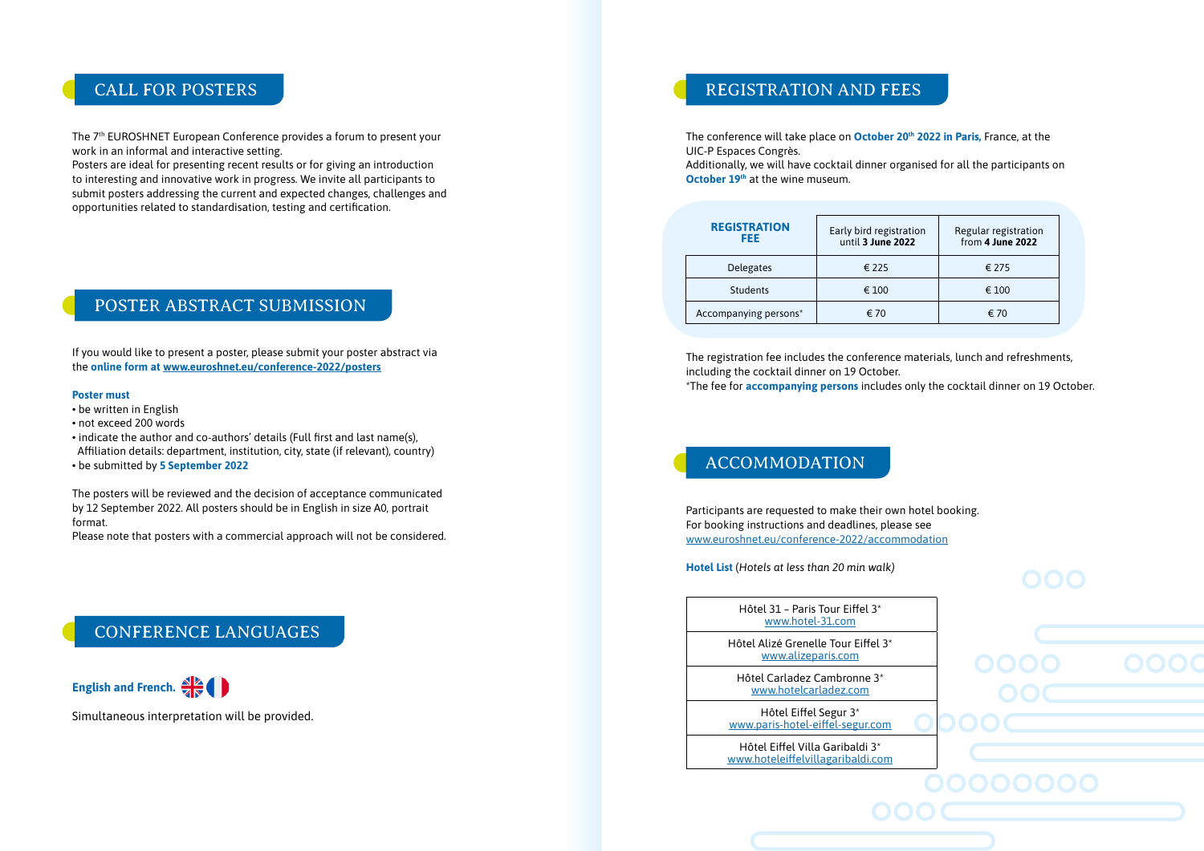## CALL FOR POSTERS

The 7th EUROSHNET European Conference provides a forum to present your work in an informal and interactive setting.
Posters are ideal for presenting recent results or for giving an introduction to interesting and innovative work in progress. We invite all participants to submit posters addressing the current and expected changes, challenges and opportunities related to standardisation, testing and certification.

## POSTER ABSTRACT SUBMISSION

If you would like to present a poster, please submit your poster abstract via the **online form at www.euroshnet.eu/conference-2022/posters**

**Poster must**

- be written in English
- not exceed 200 words
- indicate the author and co-authors' details (Full first and last name(s), Affiliation details: department, institution, city, state (if relevant), country)
- be submitted by **5 September 2022**

The posters will be reviewed and the decision of acceptance communicated by 12 September 2022. All posters should be in English in size A0, portrait format.
Please note that posters with a commercial approach will not be considered.

## CONFERENCE LANGUAGES

**English and French.**

Simultaneous interpretation will be provided.

## REGISTRATION AND FEES

The conference will take place on **October 20th 2022 in Paris**, France, at the UIC-P Espaces Congrès.
Additionally, we will have cocktail dinner organised for all the participants on **October 19th** at the wine museum.

| REGISTRATION FEE | Early bird registration until **3 June 2022** | Regular registration from **4 June 2022** |
|---|---|---|
| Delegates | € 225 | € 275 |
| Students | € 100 | € 100 |
| Accompanying persons* | € 70 | € 70 |

The registration fee includes the conference materials, lunch and refreshments, including the cocktail dinner on 19 October.
*The fee for **accompanying persons** includes only the cocktail dinner on 19 October.

## ACCOMMODATION

Participants are requested to make their own hotel booking.
For booking instructions and deadlines, please see
www.euroshnet.eu/conference-2022/accommodation

**Hotel List** (*Hotels at less than 20 min walk*)

| Hotels |
|---|
| Hôtel 31 – Paris Tour Eiffel 3* www.hotel-31.com |
| Hôtel Alizé Grenelle Tour Eiffel 3* www.alizeparis.com |
| Hôtel Carladez Cambronne 3* www.hotelcarladez.com |
| Hôtel Eiffel Segur 3* www.paris-hotel-eiffel-segur.com |
| Hôtel Eiffel Villa Garibaldi 3* www.hoteleiffelvillagaribaldi.com |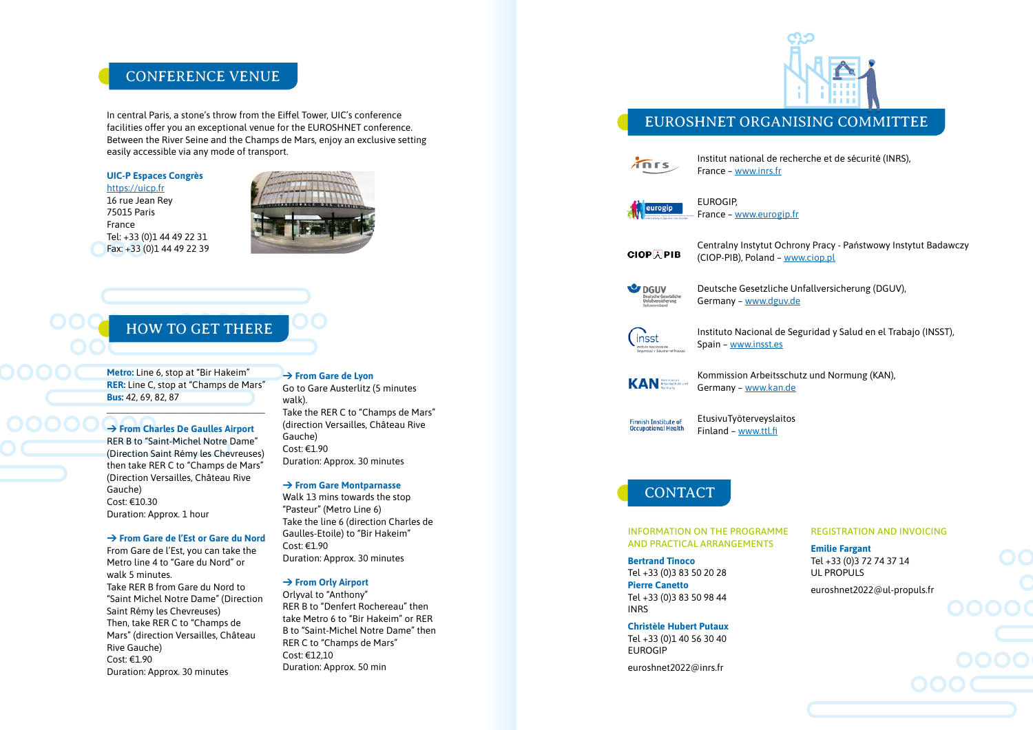## CONFERENCE VENUE

In central Paris, a stone's throw from the Eiffel Tower, UIC's conference facilities offer you an exceptional venue for the EUROSHNET conference. Between the River Seine and the Champs de Mars, enjoy an exclusive setting easily accessible via any mode of transport.

**UIC-P Espaces Congrès**
https://uicp.fr
16 rue Jean Rey
75015 Paris
France
Tel: +33 (0)1 44 49 22 31
Fax: +33 (0)1 44 49 22 39

## HOW TO GET THERE

**Metro:** Line 6, stop at "Bir Hakeim"
**RER:** Line C, stop at "Champs de Mars"
**Bus:** 42, 69, 82, 87

**→ From Charles De Gaulles Airport**
RER B to "Saint-Michel Notre Dame" (Direction Saint Rémy les Chevreuses) then take RER C to "Champs de Mars" (Direction Versailles, Château Rive Gauche)
Cost: €10.30
Duration: Approx. 1 hour

**→ From Gare de l'Est or Gare du Nord**
From Gare de l'Est, you can take the Metro line 4 to "Gare du Nord" or walk 5 minutes.
Take RER B from Gare du Nord to "Saint Michel Notre Dame" (Direction Saint Rémy les Chevreuses)
Then, take RER C to "Champs de Mars" (direction Versailles, Château Rive Gauche)
Cost: €1.90
Duration: Approx. 30 minutes

**→ From Gare de Lyon**
Go to Gare Austerlitz (5 minutes walk).
Take the RER C to "Champs de Mars" (direction Versailles, Château Rive Gauche)
Cost: €1.90
Duration: Approx. 30 minutes

**→ From Gare Montparnasse**
Walk 13 mins towards the stop "Pasteur" (Metro Line 6)
Take the line 6 (direction Charles de Gaulles-Etoile) to "Bir Hakeim"
Cost: €1.90
Duration: Approx. 30 minutes

**→ From Orly Airport**
Orlyval to "Anthony"
RER B to "Denfert Rochereau" then take Metro 6 to "Bir Hakeim" or RER B to "Saint-Michel Notre Dame" then RER C to "Champs de Mars"
Cost: €12,10
Duration: Approx. 50 min

## EUROSHNET ORGANISING COMMITTEE

- Institut national de recherche et de sécurité (INRS), France – www.inrs.fr
- EUROGIP, France – www.eurogip.fr
- Centralny Instytut Ochrony Pracy - Państwowy Instytut Badawczy (CIOP-PIB), Poland – www.ciop.pl
- Deutsche Gesetzliche Unfallversicherung (DGUV), Germany – www.dguv.de
- Instituto Nacional de Seguridad y Salud en el Trabajo (INSST), Spain – www.insst.es
- Kommission Arbeitsschutz und Normung (KAN), Germany – www.kan.de
- EtusivuTyöterveyslaitos Finland – www.ttl.fi

## CONTACT

**INFORMATION ON THE PROGRAMME AND PRACTICAL ARRANGEMENTS**

**Bertrand Tinoco**
Tel +33 (0)3 83 50 20 28
**Pierre Canetto**
Tel +33 (0)3 83 50 98 44
INRS

**Christèle Hubert Putaux**
Tel +33 (0)1 40 56 30 40
EUROGIP

euroshnet2022@inrs.fr

**REGISTRATION AND INVOICING**

**Emilie Fargant**
Tel +33 (0)3 72 74 37 14
UL PROPULS

euroshnet2022@ul-propuls.fr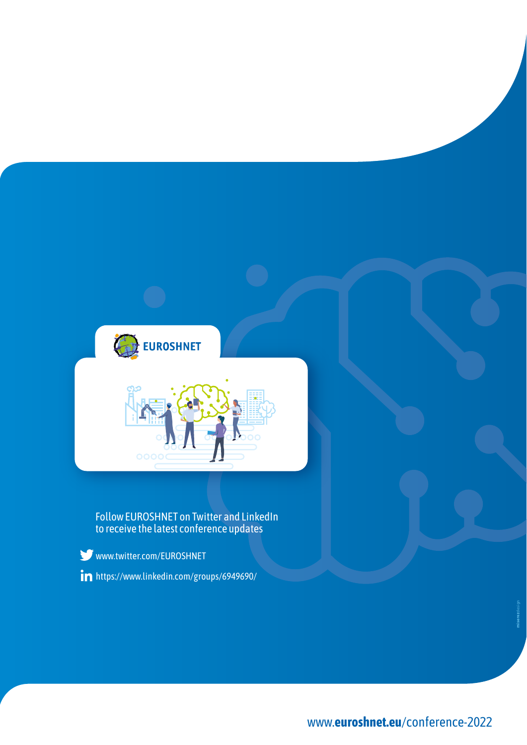EUROSHNET

Follow EUROSHNET on Twitter and LinkedIn to receive the latest conference updates

www.twitter.com/EUROSHNET

https://www.linkedin.com/groups/6949690/

www.euroshnet.eu/conference-2022